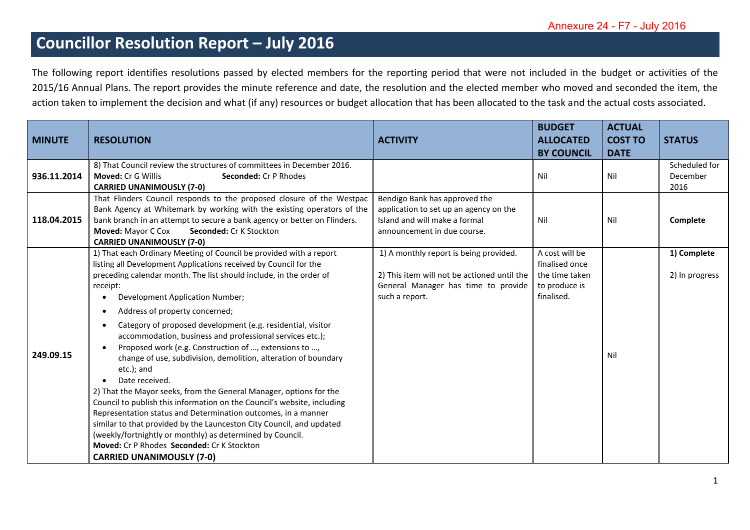Annexure 24 - F7 - July 2016

# Councillor Resolution Report – July 2016

The following report identifies resolutions passed by elected members for the reporting period that were not included in the budget or activities of the 2015/16 Annual Plans. The report provides the minute reference and date, the resolution and the elected member who moved and seconded the item, the action taken to implement the decision and what (if any) resources or budget allocation that has been allocated to the task and the actual costs associated.

| MINUTE | RESOLUTION | ACTIVITY | BUDGET ALLOCATED BY COUNCIL | ACTUAL COST TO DATE | STATUS |
|---|---|---|---|---|---|
| 936.11.2014 | 8) That Council review the structures of committees in December 2016.<br>**Moved:** Cr G Willis **Seconded:** Cr P Rhodes<br>**CARRIED UNANIMOUSLY (7-0)** | | Nil | Nil | Scheduled for December 2016 |
| 118.04.2015 | That Flinders Council responds to the proposed closure of the Westpac Bank Agency at Whitemark by working with the existing operators of the bank branch in an attempt to secure a bank agency or better on Flinders.<br>**Moved:** Mayor C Cox **Seconded:** Cr K Stockton<br>**CARRIED UNANIMOUSLY (7-0)** | Bendigo Bank has approved the application to set up an agency on the Island and will make a formal announcement in due course. | Nil | Nil | **Complete** |
| 249.09.15 | 1) That each Ordinary Meeting of Council be provided with a report listing all Development Applications received by Council for the preceding calendar month. The list should include, in the order of receipt:<br>• Development Application Number;<br>• Address of property concerned;<br>• Category of proposed development (e.g. residential, visitor accommodation, business and professional services etc.);<br>• Proposed work (e.g. Construction of …, extensions to …, change of use, subdivision, demolition, alteration of boundary etc.); and<br>• Date received.<br>2) That the Mayor seeks, from the General Manager, options for the Council to publish this information on the Council's website, including Representation status and Determination outcomes, in a manner similar to that provided by the Launceston City Council, and updated (weekly/fortnightly or monthly) as determined by Council.<br>**Moved:** Cr P Rhodes **Seconded:** Cr K Stockton<br>**CARRIED UNANIMOUSLY (7-0)** | 1) A monthly report is being provided.<br>2) This item will not be actioned until the General Manager has time to provide such a report. | A cost will be finalised once the time taken to produce is finalised. | Nil | **1) Complete**<br>2) In progress |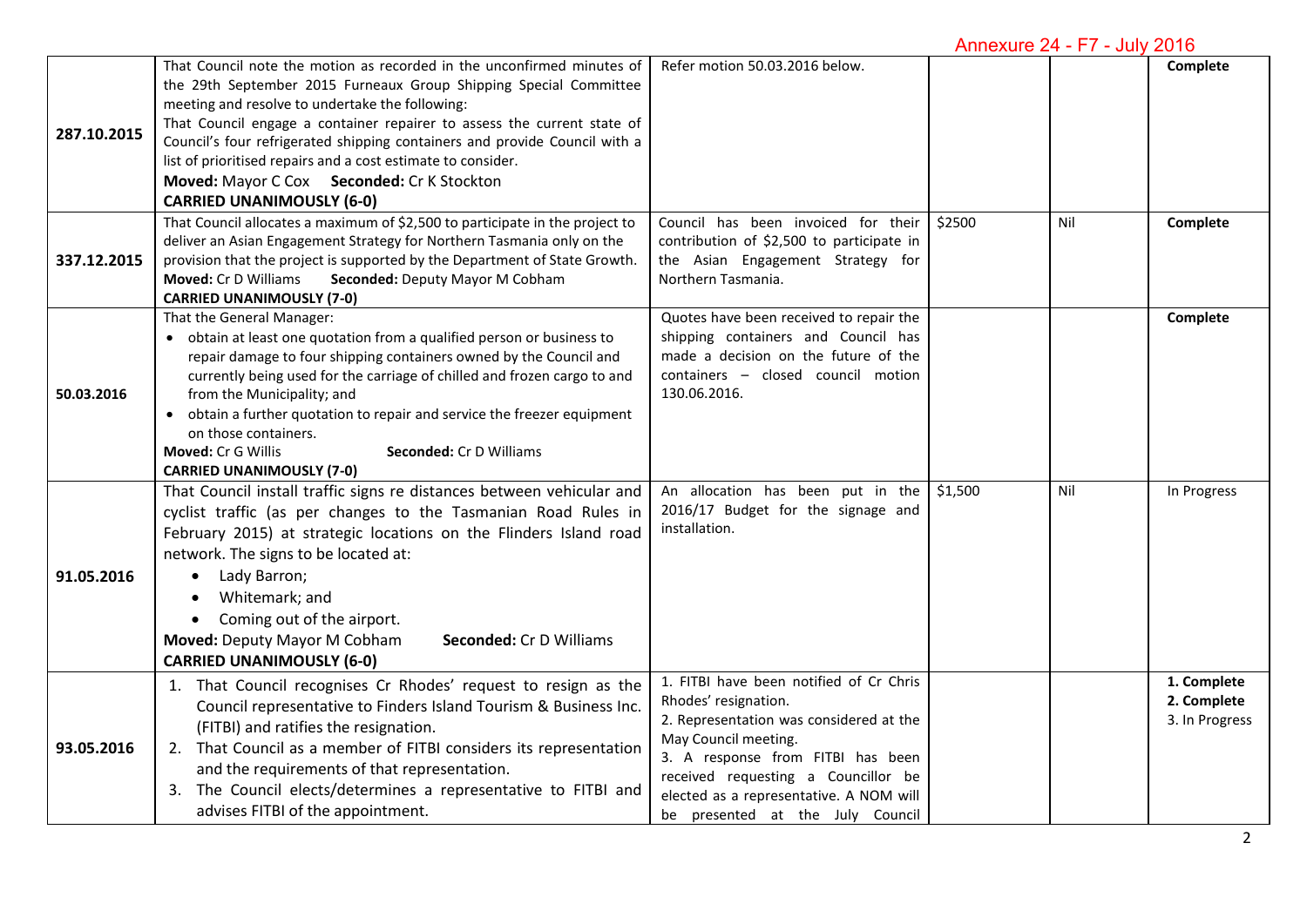| | | | | | |
|---|---|---|---|---|---|
| 287.10.2015 | That Council note the motion as recorded in the unconfirmed minutes of the 29th September 2015 Furneaux Group Shipping Special Committee meeting and resolve to undertake the following:<br>That Council engage a container repairer to assess the current state of Council's four refrigerated shipping containers and provide Council with a list of prioritised repairs and a cost estimate to consider.<br>**Moved:** Mayor C Cox **Seconded:** Cr K Stockton<br>**CARRIED UNANIMOUSLY (6-0)** | Refer motion 50.03.2016 below. | | | **Complete** |
| 337.12.2015 | That Council allocates a maximum of $2,500 to participate in the project to deliver an Asian Engagement Strategy for Northern Tasmania only on the provision that the project is supported by the Department of State Growth.<br>**Moved:** Cr D Williams **Seconded:** Deputy Mayor M Cobham<br>**CARRIED UNANIMOUSLY (7-0)** | Council has been invoiced for their contribution of $2,500 to participate in the Asian Engagement Strategy for Northern Tasmania. | $2500 | Nil | **Complete** |
| 50.03.2016 | That the General Manager:<br>• obtain at least one quotation from a qualified person or business to repair damage to four shipping containers owned by the Council and currently being used for the carriage of chilled and frozen cargo to and from the Municipality; and<br>• obtain a further quotation to repair and service the freezer equipment on those containers.<br>**Moved:** Cr G Willis **Seconded:** Cr D Williams<br>**CARRIED UNANIMOUSLY (7-0)** | Quotes have been received to repair the shipping containers and Council has made a decision on the future of the containers – closed council motion 130.06.2016. | | | **Complete** |
| 91.05.2016 | That Council install traffic signs re distances between vehicular and cyclist traffic (as per changes to the Tasmanian Road Rules in February 2015) at strategic locations on the Flinders Island road network. The signs to be located at:<br>• Lady Barron;<br>• Whitemark; and<br>• Coming out of the airport.<br>**Moved:** Deputy Mayor M Cobham **Seconded:** Cr D Williams<br>**CARRIED UNANIMOUSLY (6-0)** | An allocation has been put in the 2016/17 Budget for the signage and installation. | $1,500 | Nil | In Progress |
| 93.05.2016 | 1. That Council recognises Cr Rhodes' request to resign as the Council representative to Finders Island Tourism & Business Inc. (FITBI) and ratifies the resignation.<br>2. That Council as a member of FITBI considers its representation and the requirements of that representation.<br>3. The Council elects/determines a representative to FITBI and advises FITBI of the appointment. | 1. FITBI have been notified of Cr Chris Rhodes' resignation.<br>2. Representation was considered at the May Council meeting.<br>3. A response from FITBI has been received requesting a Councillor be elected as a representative. A NOM will be presented at the July Council | | | **1. Complete**<br>**2. Complete**<br>3. In Progress |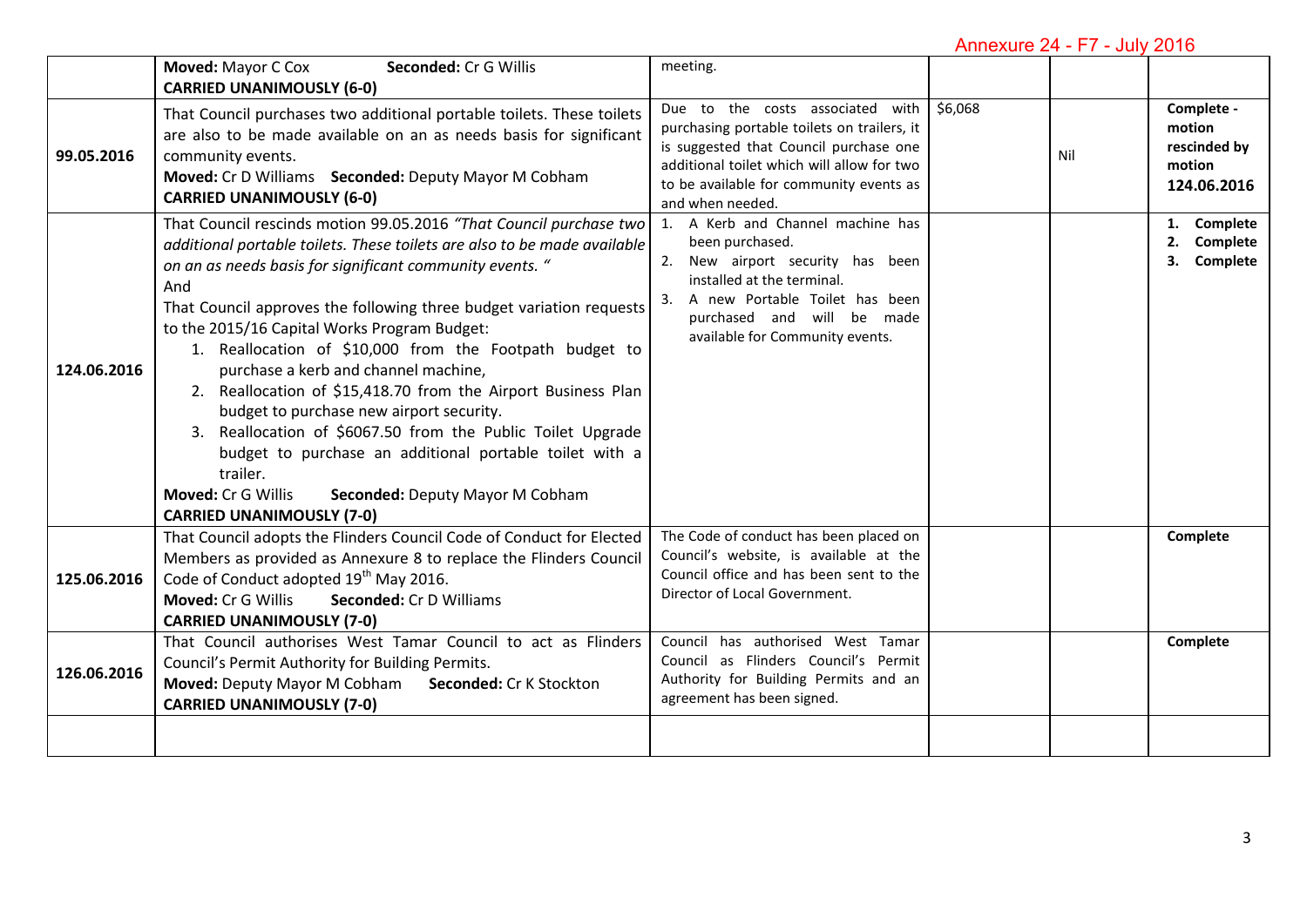| | | | | | |
|---|---|---|---|---|---|
| | **Moved:** Mayor C Cox **Seconded:** Cr G Willis<br>**CARRIED UNANIMOUSLY (6-0)** | meeting. | | | |
| **99.05.2016** | That Council purchases two additional portable toilets. These toilets are also to be made available on an as needs basis for significant community events.<br>**Moved:** Cr D Williams **Seconded:** Deputy Mayor M Cobham<br>**CARRIED UNANIMOUSLY (6-0)** | Due to the costs associated with purchasing portable toilets on trailers, it is suggested that Council purchase one additional toilet which will allow for two to be available for community events as and when needed. | $6,068 | Nil | **Complete - motion rescinded by motion 124.06.2016** |
| **124.06.2016** | That Council rescinds motion 99.05.2016 *"That Council purchase two additional portable toilets. These toilets are also to be made available on an as needs basis for significant community events. "*<br>And<br>That Council approves the following three budget variation requests to the 2015/16 Capital Works Program Budget:<br>1. Reallocation of $10,000 from the Footpath budget to purchase a kerb and channel machine,<br>2. Reallocation of $15,418.70 from the Airport Business Plan budget to purchase new airport security.<br>3. Reallocation of $6067.50 from the Public Toilet Upgrade budget to purchase an additional portable toilet with a trailer.<br>**Moved:** Cr G Willis **Seconded:** Deputy Mayor M Cobham<br>**CARRIED UNANIMOUSLY (7-0)** | 1. A Kerb and Channel machine has been purchased.<br>2. New airport security has been installed at the terminal.<br>3. A new Portable Toilet has been purchased and will be made available for Community events. | | | **1. Complete**<br>**2. Complete**<br>**3. Complete** |
| **125.06.2016** | That Council adopts the Flinders Council Code of Conduct for Elected Members as provided as Annexure 8 to replace the Flinders Council Code of Conduct adopted 19th May 2016.<br>**Moved:** Cr G Willis **Seconded:** Cr D Williams<br>**CARRIED UNANIMOUSLY (7-0)** | The Code of conduct has been placed on Council's website, is available at the Council office and has been sent to the Director of Local Government. | | | **Complete** |
| **126.06.2016** | That Council authorises West Tamar Council to act as Flinders Council's Permit Authority for Building Permits.<br>**Moved:** Deputy Mayor M Cobham **Seconded:** Cr K Stockton<br>**CARRIED UNANIMOUSLY (7-0)** | Council has authorised West Tamar Council as Flinders Council's Permit Authority for Building Permits and an agreement has been signed. | | | **Complete** |
| | | | | | |